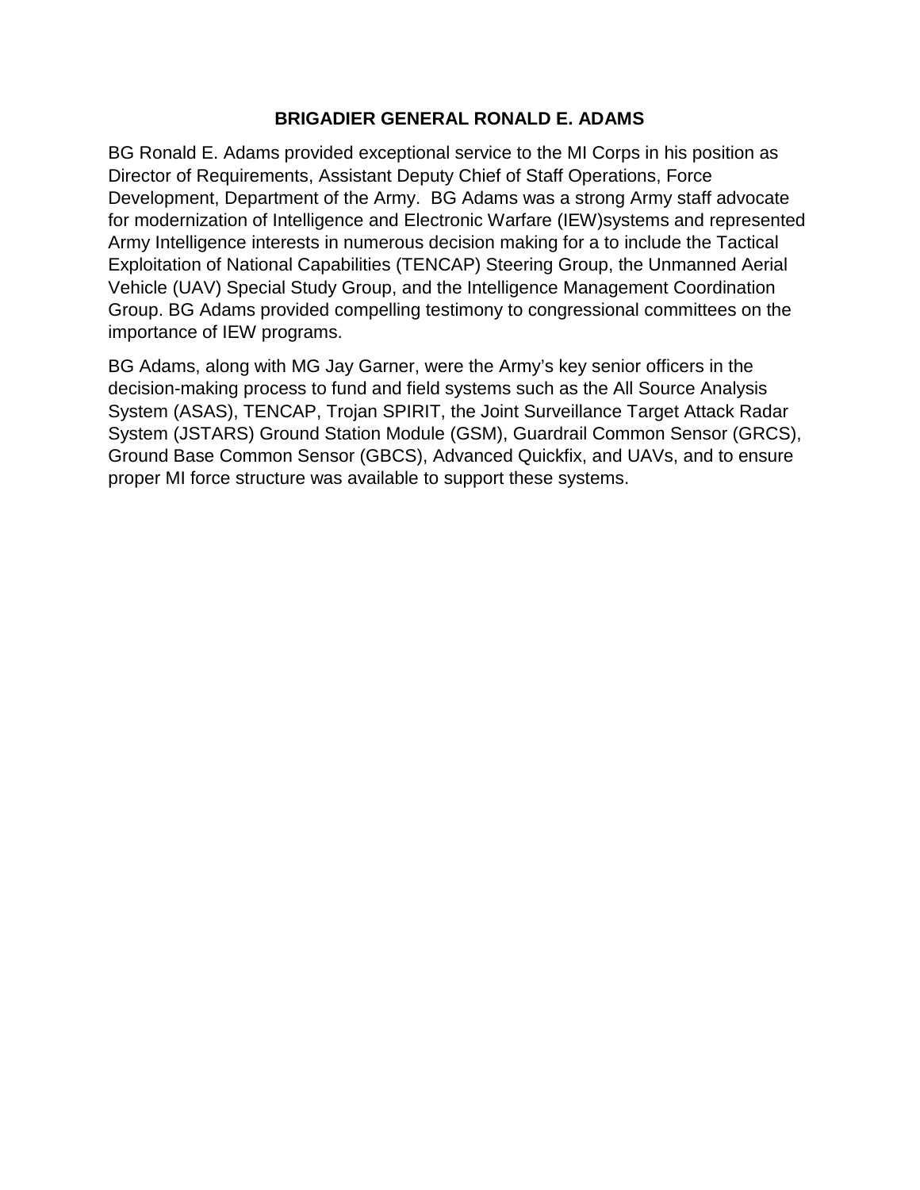# BRIGADIER GENERAL RONALD E. ADAMS

BG Ronald E. Adams provided exceptional service to the MI Corps in his position as Director of Requirements, Assistant Deputy Chief of Staff Operations, Force Development, Department of the Army. BG Adams was a strong Army staff advocate for modernization of Intelligence and Electronic Warfare (IEW)systems and represented Army Intelligence interests in numerous decision making for a to include the Tactical Exploitation of National Capabilities (TENCAP) Steering Group, the Unmanned Aerial Vehicle (UAV) Special Study Group, and the Intelligence Management Coordination Group. BG Adams provided compelling testimony to congressional committees on the importance of IEW programs.

BG Adams, along with MG Jay Garner, were the Army's key senior officers in the decision-making process to fund and field systems such as the All Source Analysis System (ASAS), TENCAP, Trojan SPIRIT, the Joint Surveillance Target Attack Radar System (JSTARS) Ground Station Module (GSM), Guardrail Common Sensor (GRCS), Ground Base Common Sensor (GBCS), Advanced Quickfix, and UAVs, and to ensure proper MI force structure was available to support these systems.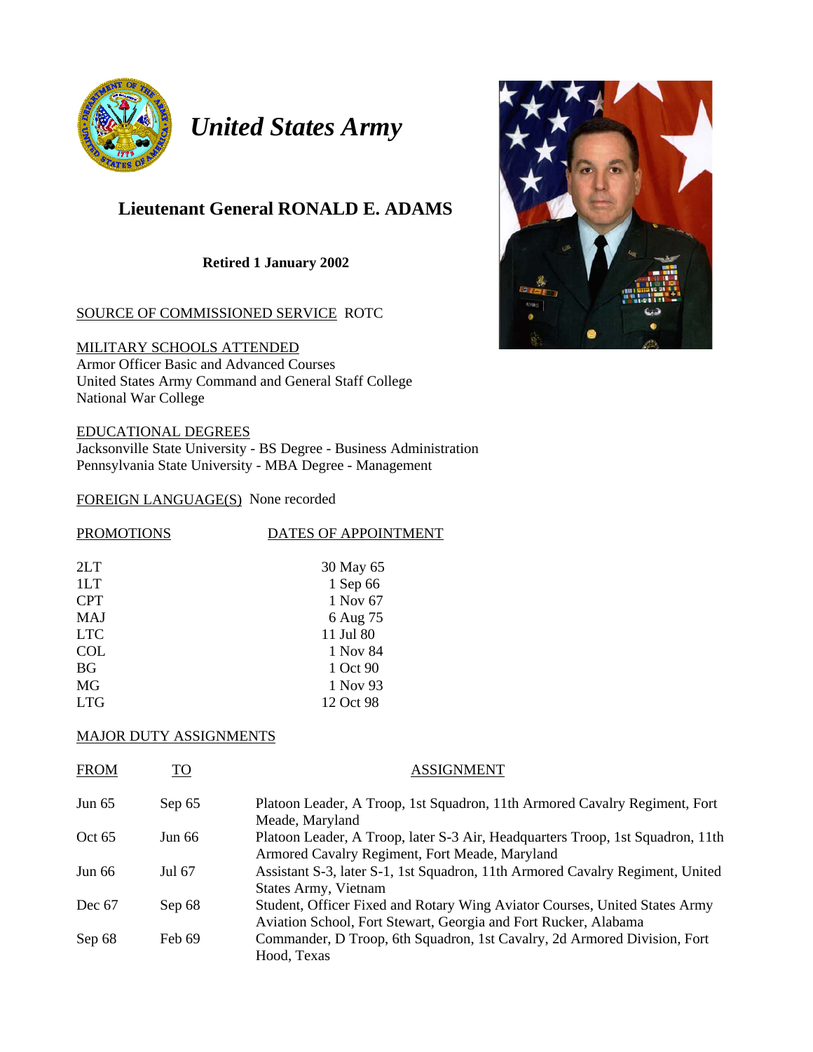*United States Army*

## Lieutenant General RONALD E. ADAMS

**Retired 1 January 2002**

SOURCE OF COMMISSIONED SERVICE ROTC

MILITARY SCHOOLS ATTENDED
Armor Officer Basic and Advanced Courses
United States Army Command and General Staff College
National War College

EDUCATIONAL DEGREES
Jacksonville State University - BS Degree - Business Administration
Pennsylvania State University - MBA Degree - Management

FOREIGN LANGUAGE(S) None recorded

| PROMOTIONS | DATES OF APPOINTMENT |
|---|---|
| 2LT | 30 May 65 |
| 1LT | 1 Sep 66 |
| CPT | 1 Nov 67 |
| MAJ | 6 Aug 75 |
| LTC | 11 Jul 80 |
| COL | 1 Nov 84 |
| BG | 1 Oct 90 |
| MG | 1 Nov 93 |
| LTG | 12 Oct 98 |

MAJOR DUTY ASSIGNMENTS

| FROM | TO | ASSIGNMENT |
|---|---|---|
| Jun 65 | Sep 65 | Platoon Leader, A Troop, 1st Squadron, 11th Armored Cavalry Regiment, Fort Meade, Maryland |
| Oct 65 | Jun 66 | Platoon Leader, A Troop, later S-3 Air, Headquarters Troop, 1st Squadron, 11th Armored Cavalry Regiment, Fort Meade, Maryland |
| Jun 66 | Jul 67 | Assistant S-3, later S-1, 1st Squadron, 11th Armored Cavalry Regiment, United States Army, Vietnam |
| Dec 67 | Sep 68 | Student, Officer Fixed and Rotary Wing Aviator Courses, United States Army Aviation School, Fort Stewart, Georgia and Fort Rucker, Alabama |
| Sep 68 | Feb 69 | Commander, D Troop, 6th Squadron, 1st Cavalry, 2d Armored Division, Fort Hood, Texas |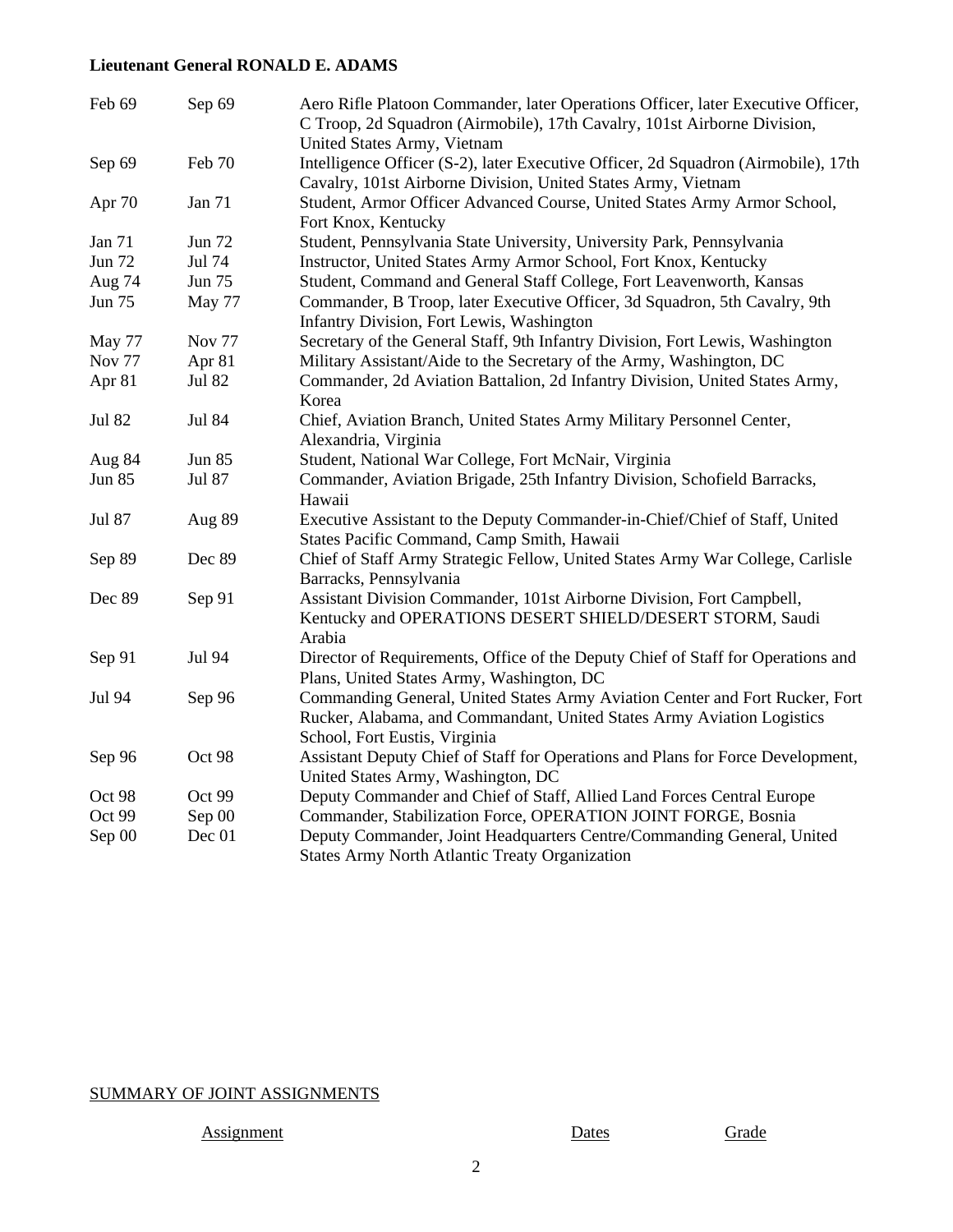**Lieutenant General RONALD E. ADAMS**

| | | |
|---|---|---|
| Feb 69 | Sep 69 | Aero Rifle Platoon Commander, later Operations Officer, later Executive Officer, C Troop, 2d Squadron (Airmobile), 17th Cavalry, 101st Airborne Division, United States Army, Vietnam |
| Sep 69 | Feb 70 | Intelligence Officer (S-2), later Executive Officer, 2d Squadron (Airmobile), 17th Cavalry, 101st Airborne Division, United States Army, Vietnam |
| Apr 70 | Jan 71 | Student, Armor Officer Advanced Course, United States Army Armor School, Fort Knox, Kentucky |
| Jan 71 | Jun 72 | Student, Pennsylvania State University, University Park, Pennsylvania |
| Jun 72 | Jul 74 | Instructor, United States Army Armor School, Fort Knox, Kentucky |
| Aug 74 | Jun 75 | Student, Command and General Staff College, Fort Leavenworth, Kansas |
| Jun 75 | May 77 | Commander, B Troop, later Executive Officer, 3d Squadron, 5th Cavalry, 9th Infantry Division, Fort Lewis, Washington |
| May 77 | Nov 77 | Secretary of the General Staff, 9th Infantry Division, Fort Lewis, Washington |
| Nov 77 | Apr 81 | Military Assistant/Aide to the Secretary of the Army, Washington, DC |
| Apr 81 | Jul 82 | Commander, 2d Aviation Battalion, 2d Infantry Division, United States Army, Korea |
| Jul 82 | Jul 84 | Chief, Aviation Branch, United States Army Military Personnel Center, Alexandria, Virginia |
| Aug 84 | Jun 85 | Student, National War College, Fort McNair, Virginia |
| Jun 85 | Jul 87 | Commander, Aviation Brigade, 25th Infantry Division, Schofield Barracks, Hawaii |
| Jul 87 | Aug 89 | Executive Assistant to the Deputy Commander-in-Chief/Chief of Staff, United States Pacific Command, Camp Smith, Hawaii |
| Sep 89 | Dec 89 | Chief of Staff Army Strategic Fellow, United States Army War College, Carlisle Barracks, Pennsylvania |
| Dec 89 | Sep 91 | Assistant Division Commander, 101st Airborne Division, Fort Campbell, Kentucky and OPERATIONS DESERT SHIELD/DESERT STORM, Saudi Arabia |
| Sep 91 | Jul 94 | Director of Requirements, Office of the Deputy Chief of Staff for Operations and Plans, United States Army, Washington, DC |
| Jul 94 | Sep 96 | Commanding General, United States Army Aviation Center and Fort Rucker, Fort Rucker, Alabama, and Commandant, United States Army Aviation Logistics School, Fort Eustis, Virginia |
| Sep 96 | Oct 98 | Assistant Deputy Chief of Staff for Operations and Plans for Force Development, United States Army, Washington, DC |
| Oct 98 | Oct 99 | Deputy Commander and Chief of Staff, Allied Land Forces Central Europe |
| Oct 99 | Sep 00 | Commander, Stabilization Force, OPERATION JOINT FORGE, Bosnia |
| Sep 00 | Dec 01 | Deputy Commander, Joint Headquarters Centre/Commanding General, United States Army North Atlantic Treaty Organization |

SUMMARY OF JOINT ASSIGNMENTS

| Assignment | Dates | Grade |
|---|---|---|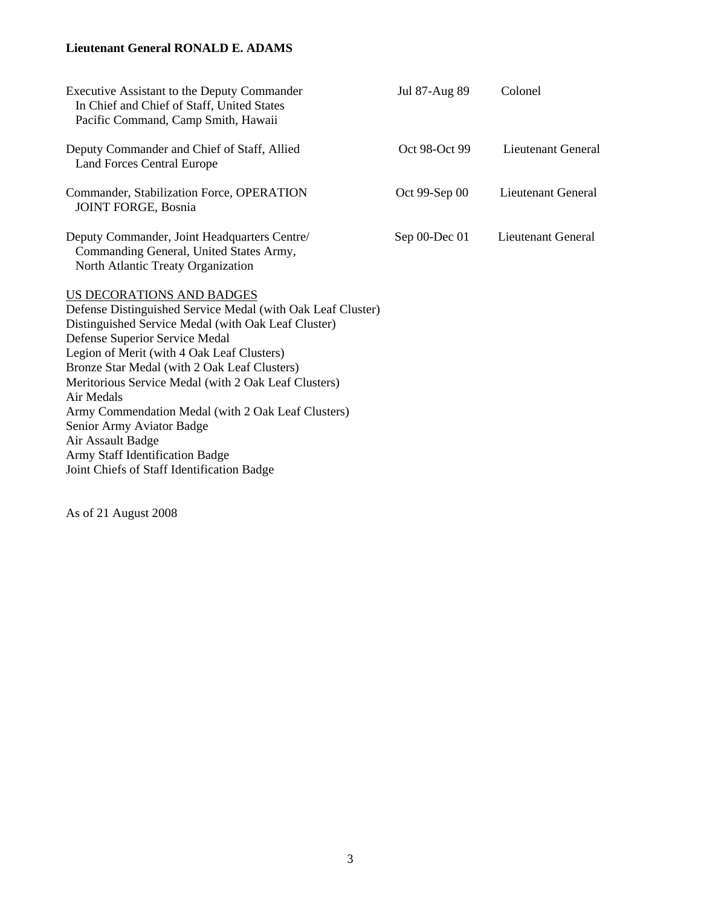**Lieutenant General RONALD E. ADAMS**

| | | |
|---|---|---|
| Executive Assistant to the Deputy Commander In Chief and Chief of Staff, United States Pacific Command, Camp Smith, Hawaii | Jul 87-Aug 89 | Colonel |
| Deputy Commander and Chief of Staff, Allied Land Forces Central Europe | Oct 98-Oct 99 | Lieutenant General |
| Commander, Stabilization Force, OPERATION JOINT FORGE, Bosnia | Oct 99-Sep 00 | Lieutenant General |
| Deputy Commander, Joint Headquarters Centre/ Commanding General, United States Army, North Atlantic Treaty Organization | Sep 00-Dec 01 | Lieutenant General |

US DECORATIONS AND BADGES

Defense Distinguished Service Medal (with Oak Leaf Cluster)
Distinguished Service Medal (with Oak Leaf Cluster)
Defense Superior Service Medal
Legion of Merit (with 4 Oak Leaf Clusters)
Bronze Star Medal (with 2 Oak Leaf Clusters)
Meritorious Service Medal (with 2 Oak Leaf Clusters)
Air Medals
Army Commendation Medal (with 2 Oak Leaf Clusters)
Senior Army Aviator Badge
Air Assault Badge
Army Staff Identification Badge
Joint Chiefs of Staff Identification Badge

As of 21 August 2008